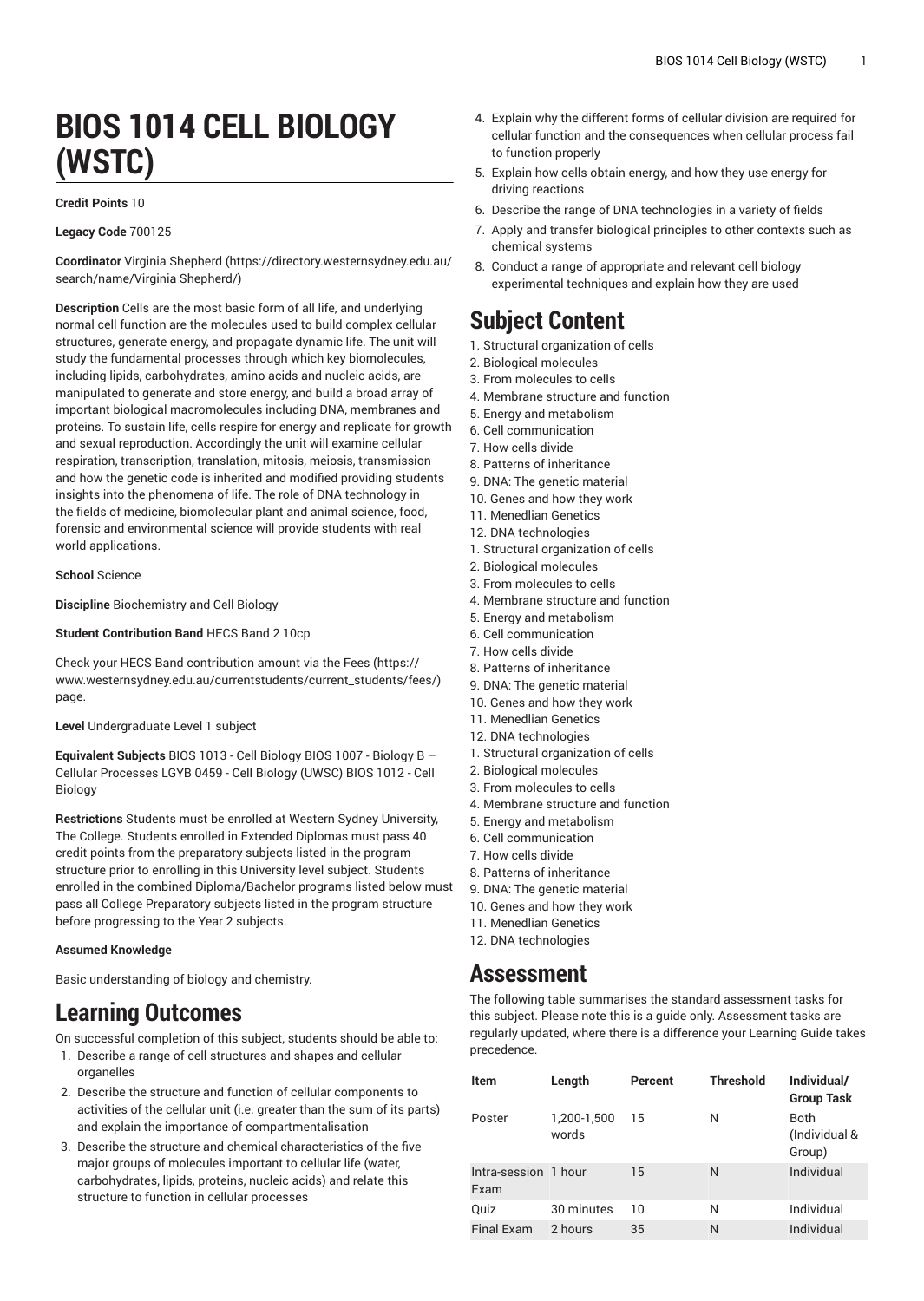# BIOS 1014 CELL BIOLOGY (WSTC)

**Credit Points** 10

**Legacy Code** 700125

**Coordinator** Virginia Shepherd (https://directory.westernsydney.edu.au/search/name/Virginia Shepherd/)

**Description** Cells are the most basic form of all life, and underlying normal cell function are the molecules used to build complex cellular structures, generate energy, and propagate dynamic life. The unit will study the fundamental processes through which key biomolecules, including lipids, carbohydrates, amino acids and nucleic acids, are manipulated to generate and store energy, and build a broad array of important biological macromolecules including DNA, membranes and proteins. To sustain life, cells respire for energy and replicate for growth and sexual reproduction. Accordingly the unit will examine cellular respiration, transcription, translation, mitosis, meiosis, transmission and how the genetic code is inherited and modified providing students insights into the phenomena of life. The role of DNA technology in the fields of medicine, biomolecular plant and animal science, food, forensic and environmental science will provide students with real world applications.

**School** Science

**Discipline** Biochemistry and Cell Biology

**Student Contribution Band** HECS Band 2 10cp

Check your HECS Band contribution amount via the Fees (https://www.westernsydney.edu.au/currentstudents/current_students/fees/) page.

**Level** Undergraduate Level 1 subject

**Equivalent Subjects** BIOS 1013 - Cell Biology BIOS 1007 - Biology B – Cellular Processes LGYB 0459 - Cell Biology (UWSC) BIOS 1012 - Cell Biology

**Restrictions** Students must be enrolled at Western Sydney University, The College. Students enrolled in Extended Diplomas must pass 40 credit points from the preparatory subjects listed in the program structure prior to enrolling in this University level subject. Students enrolled in the combined Diploma/Bachelor programs listed below must pass all College Preparatory subjects listed in the program structure before progressing to the Year 2 subjects.

**Assumed Knowledge**

Basic understanding of biology and chemistry.

## Learning Outcomes

On successful completion of this subject, students should be able to:

1. Describe a range of cell structures and shapes and cellular organelles
2. Describe the structure and function of cellular components to activities of the cellular unit (i.e. greater than the sum of its parts) and explain the importance of compartmentalisation
3. Describe the structure and chemical characteristics of the five major groups of molecules important to cellular life (water, carbohydrates, lipids, proteins, nucleic acids) and relate this structure to function in cellular processes
4. Explain why the different forms of cellular division are required for cellular function and the consequences when cellular process fail to function properly
5. Explain how cells obtain energy, and how they use energy for driving reactions
6. Describe the range of DNA technologies in a variety of fields
7. Apply and transfer biological principles to other contexts such as chemical systems
8. Conduct a range of appropriate and relevant cell biology experimental techniques and explain how they are used

## Subject Content

1. Structural organization of cells
2. Biological molecules
3. From molecules to cells
4. Membrane structure and function
5. Energy and metabolism
6. Cell communication
7. How cells divide
8. Patterns of inheritance
9. DNA: The genetic material
10. Genes and how they work
11. Menedlian Genetics
12. DNA technologies

1. Structural organization of cells
2. Biological molecules
3. From molecules to cells
4. Membrane structure and function
5. Energy and metabolism
6. Cell communication
7. How cells divide
8. Patterns of inheritance
9. DNA: The genetic material
10. Genes and how they work
11. Menedlian Genetics
12. DNA technologies

1. Structural organization of cells
2. Biological molecules
3. From molecules to cells
4. Membrane structure and function
5. Energy and metabolism
6. Cell communication
7. How cells divide
8. Patterns of inheritance
9. DNA: The genetic material
10. Genes and how they work
11. Menedlian Genetics
12. DNA technologies

## Assessment

The following table summarises the standard assessment tasks for this subject. Please note this is a guide only. Assessment tasks are regularly updated, where there is a difference your Learning Guide takes precedence.

| Item | Length | Percent | Threshold | Individual/ Group Task |
|---|---|---|---|---|
| Poster | 1,200-1,500 words | 15 | N | Both (Individual & Group) |
| Intra-session Exam | 1 hour | 15 | N | Individual |
| Quiz | 30 minutes | 10 | N | Individual |
| Final Exam | 2 hours | 35 | N | Individual |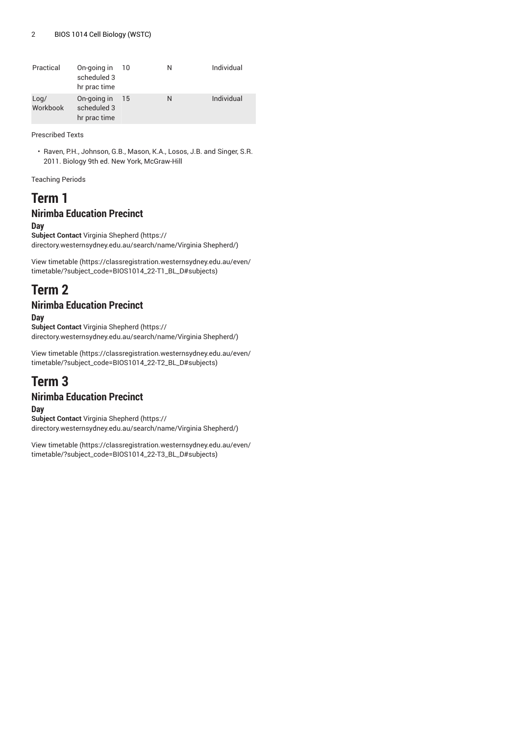| | | | | |
|---|---|---|---|---|
| Practical | On-going in scheduled 3 hr prac time | 10 | N | Individual |
| Log/Workbook | On-going in scheduled 3 hr prac time | 15 | N | Individual |

Prescribed Texts

- Raven, P.H., Johnson, G.B., Mason, K.A., Losos, J.B. and Singer, S.R. 2011. Biology 9th ed. New York, McGraw-Hill

Teaching Periods

# Term 1

## Nirimba Education Precinct

### Day

**Subject Contact** Virginia Shepherd (https://directory.westernsydney.edu.au/search/name/Virginia Shepherd/)

View timetable (https://classregistration.westernsydney.edu.au/even/timetable/?subject_code=BIOS1014_22-T1_BL_D#subjects)

# Term 2

## Nirimba Education Precinct

### Day

**Subject Contact** Virginia Shepherd (https://directory.westernsydney.edu.au/search/name/Virginia Shepherd/)

View timetable (https://classregistration.westernsydney.edu.au/even/timetable/?subject_code=BIOS1014_22-T2_BL_D#subjects)

# Term 3

## Nirimba Education Precinct

### Day

**Subject Contact** Virginia Shepherd (https://directory.westernsydney.edu.au/search/name/Virginia Shepherd/)

View timetable (https://classregistration.westernsydney.edu.au/even/timetable/?subject_code=BIOS1014_22-T3_BL_D#subjects)